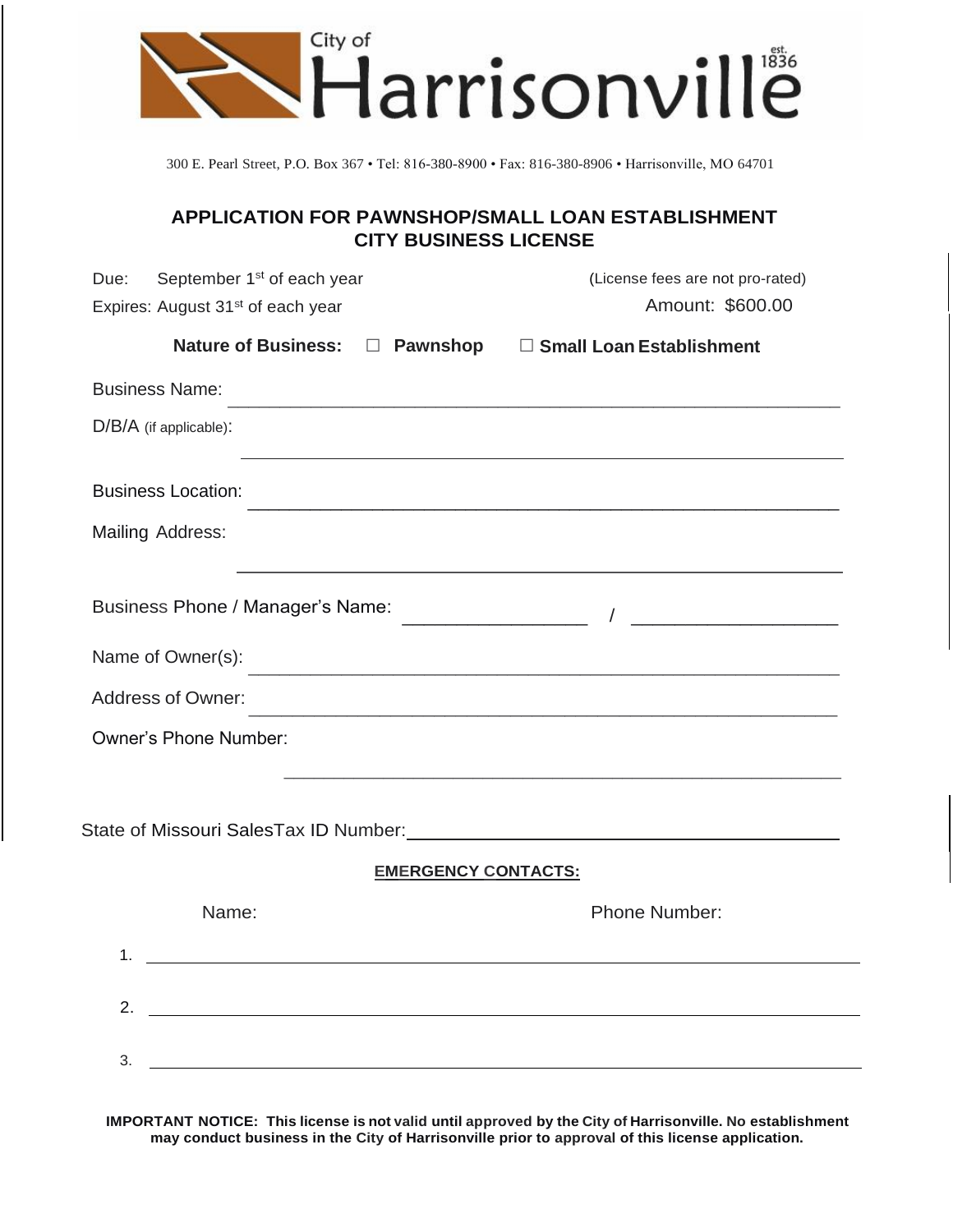City of Harrisonville est. 1836

300 E. Pearl Street, P.O. Box 367 • Tel: 816-380-8900 • Fax: 816-380-8906 • Harrisonville, MO 64701

## APPLICATION FOR PAWNSHOP/SMALL LOAN ESTABLISHMENT CITY BUSINESS LICENSE

Due: September 1st of each year (License fees are not pro-rated)

Expires: August 31st of each year Amount: $600.00

**Nature of Business:** ☐ **Pawnshop** ☐ **Small Loan Establishment**

Business Name: ____________________________________________

D/B/A (if applicable): ____________________________________________

Business Location: ____________________________________________

Mailing Address: ____________________________________________

Business Phone / Manager's Name: ________________ / ________________

Name of Owner(s): ____________________________________________

Address of Owner: ____________________________________________

Owner's Phone Number: ____________________________________________

State of Missouri SalesTax ID Number: ____________________________________________

**EMERGENCY CONTACTS:**

| Name: | Phone Number: |
|---|---|
| 1. | |
| 2. | |
| 3. | |

**IMPORTANT NOTICE: This license is not valid until approved by the City of Harrisonville. No establishment may conduct business in the City of Harrisonville prior to approval of this license application.**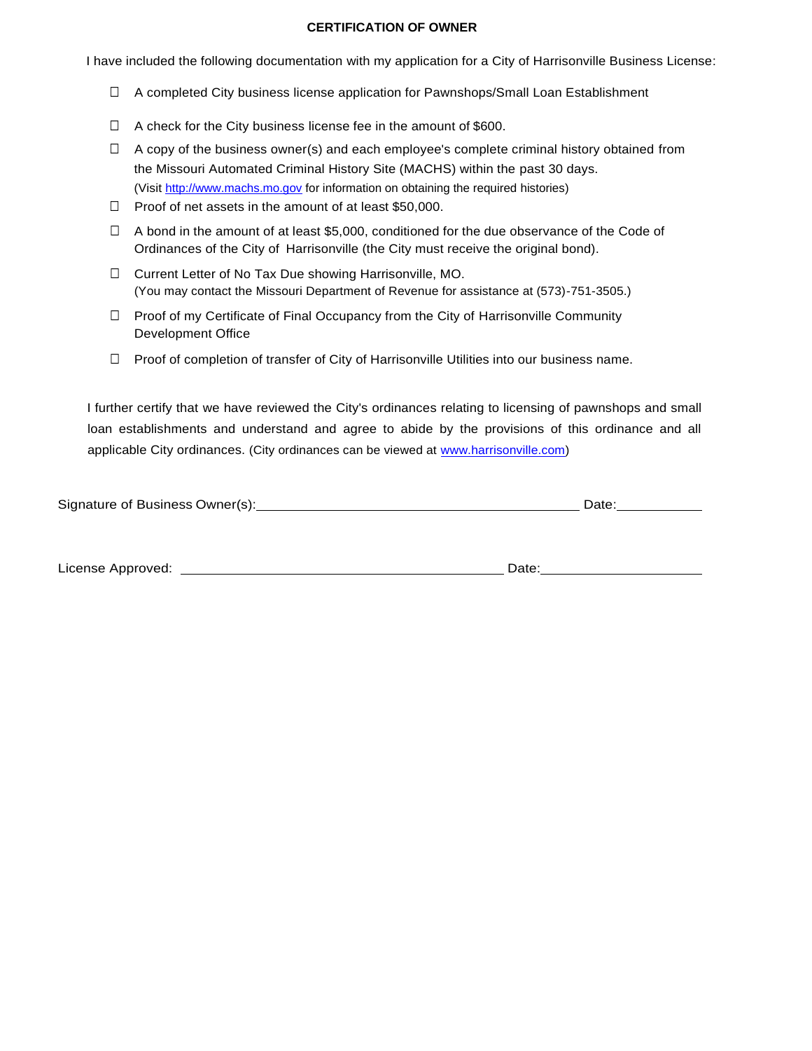**CERTIFICATION OF OWNER**

I have included the following documentation with my application for a City of Harrisonville Business License:

- ☐ A completed City business license application for Pawnshops/Small Loan Establishment
- ☐ A check for the City business license fee in the amount of $600.
- ☐ A copy of the business owner(s) and each employee's complete criminal history obtained from the Missouri Automated Criminal History Site (MACHS) within the past 30 days.
  (Visit http://www.machs.mo.gov for information on obtaining the required histories)
- ☐ Proof of net assets in the amount of at least $50,000.
- ☐ A bond in the amount of at least $5,000, conditioned for the due observance of the Code of Ordinances of the City of Harrisonville (the City must receive the original bond).
- ☐ Current Letter of No Tax Due showing Harrisonville, MO.
  (You may contact the Missouri Department of Revenue for assistance at (573)-751-3505.)
- ☐ Proof of my Certificate of Final Occupancy from the City of Harrisonville Community Development Office
- ☐ Proof of completion of transfer of City of Harrisonville Utilities into our business name.

I further certify that we have reviewed the City's ordinances relating to licensing of pawnshops and small loan establishments and understand and agree to abide by the provisions of this ordinance and all applicable City ordinances. (City ordinances can be viewed at www.harrisonville.com)

Signature of Business Owner(s):\_\_\_\_\_\_\_\_\_\_\_\_\_\_\_\_\_\_\_\_\_\_\_\_\_\_\_\_\_\_\_\_\_\_\_\_\_\_\_\_ Date:\_\_\_\_\_\_\_\_\_\_\_\_

License Approved: \_\_\_\_\_\_\_\_\_\_\_\_\_\_\_\_\_\_\_\_\_\_\_\_\_\_\_\_\_\_\_\_\_\_\_\_\_\_\_\_\_\_\_\_ Date:\_\_\_\_\_\_\_\_\_\_\_\_\_\_\_\_\_\_\_\_\_\_